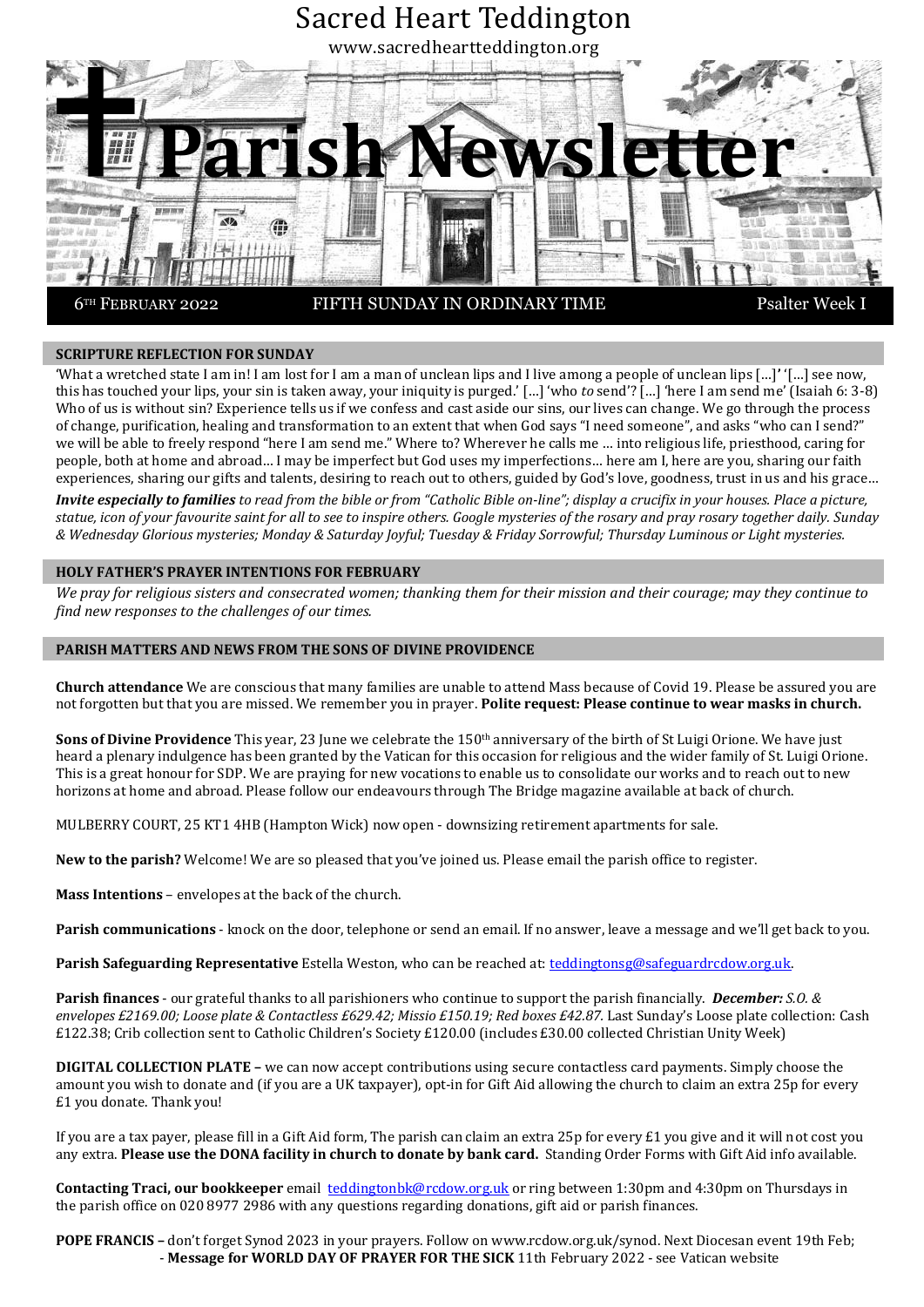# Sacred Heart Teddington

www.sacredheartteddington.org

# Parish Newsletter

6TH FEBRUARY 2022 — FIFTH SUNDAY IN ORDINARY TIME — Psalter Week I

## SCRIPTURE REFLECTION FOR SUNDAY

'What a wretched state I am in! I am lost for I am a man of unclean lips and I live among a people of unclean lips […]' '[…] see now, this has touched your lips, your sin is taken away, your iniquity is purged.' […] 'who *to* send'? […] 'here I am send me' (Isaiah 6: 3-8) Who of us is without sin? Experience tells us if we confess and cast aside our sins, our lives can change. We go through the process of change, purification, healing and transformation to an extent that when God says "I need someone", and asks "who can I send?" we will be able to freely respond "here I am send me." Where to? Wherever he calls me … into religious life, priesthood, caring for people, both at home and abroad… I may be imperfect but God uses my imperfections… here am I, here are you, sharing our faith experiences, sharing our gifts and talents, desiring to reach out to others, guided by God's love, goodness, trust in us and his grace…

***Invite especially to families*** *to read from the bible or from "Catholic Bible on-line"; display a crucifix in your houses. Place a picture, statue, icon of your favourite saint for all to see to inspire others. Google mysteries of the rosary and pray rosary together daily. Sunday & Wednesday Glorious mysteries; Monday & Saturday Joyful; Tuesday & Friday Sorrowful; Thursday Luminous or Light mysteries.*

## HOLY FATHER'S PRAYER INTENTIONS FOR FEBRUARY

*We pray for religious sisters and consecrated women; thanking them for their mission and their courage; may they continue to find new responses to the challenges of our times.*

## PARISH MATTERS AND NEWS FROM THE SONS OF DIVINE PROVIDENCE

**Church attendance** We are conscious that many families are unable to attend Mass because of Covid 19. Please be assured you are not forgotten but that you are missed. We remember you in prayer. **Polite request: Please continue to wear masks in church.**

**Sons of Divine Providence** This year, 23 June we celebrate the 150th anniversary of the birth of St Luigi Orione. We have just heard a plenary indulgence has been granted by the Vatican for this occasion for religious and the wider family of St. Luigi Orione. This is a great honour for SDP. We are praying for new vocations to enable us to consolidate our works and to reach out to new horizons at home and abroad. Please follow our endeavours through The Bridge magazine available at back of church.

MULBERRY COURT, 25 KT1 4HB (Hampton Wick) now open - downsizing retirement apartments for sale.

**New to the parish?** Welcome! We are so pleased that you've joined us. Please email the parish office to register.

**Mass Intentions** – envelopes at the back of the church.

**Parish communications** - knock on the door, telephone or send an email. If no answer, leave a message and we'll get back to you.

**Parish Safeguarding Representative** Estella Weston, who can be reached at: teddingtonsg@safeguardrcdow.org.uk.

**Parish finances** - our grateful thanks to all parishioners who continue to support the parish financially. ***December:*** *S.O. & envelopes £2169.00; Loose plate & Contactless £629.42; Missio £150.19; Red boxes £42.87.* Last Sunday's Loose plate collection: Cash £122.38; Crib collection sent to Catholic Children's Society £120.00 (includes £30.00 collected Christian Unity Week)

**DIGITAL COLLECTION PLATE –** we can now accept contributions using secure contactless card payments. Simply choose the amount you wish to donate and (if you are a UK taxpayer), opt-in for Gift Aid allowing the church to claim an extra 25p for every £1 you donate. Thank you!

If you are a tax payer, please fill in a Gift Aid form, The parish can claim an extra 25p for every £1 you give and it will not cost you any extra. **Please use the DONA facility in church to donate by bank card.** Standing Order Forms with Gift Aid info available.

**Contacting Traci, our bookkeeper** email teddingtonbk@rcdow.org.uk or ring between 1:30pm and 4:30pm on Thursdays in the parish office on 020 8977 2986 with any questions regarding donations, gift aid or parish finances.

**POPE FRANCIS –** don't forget Synod 2023 in your prayers. Follow on www.rcdow.org.uk/synod. Next Diocesan event 19th Feb; - **Message for WORLD DAY OF PRAYER FOR THE SICK** 11th February 2022 - see Vatican website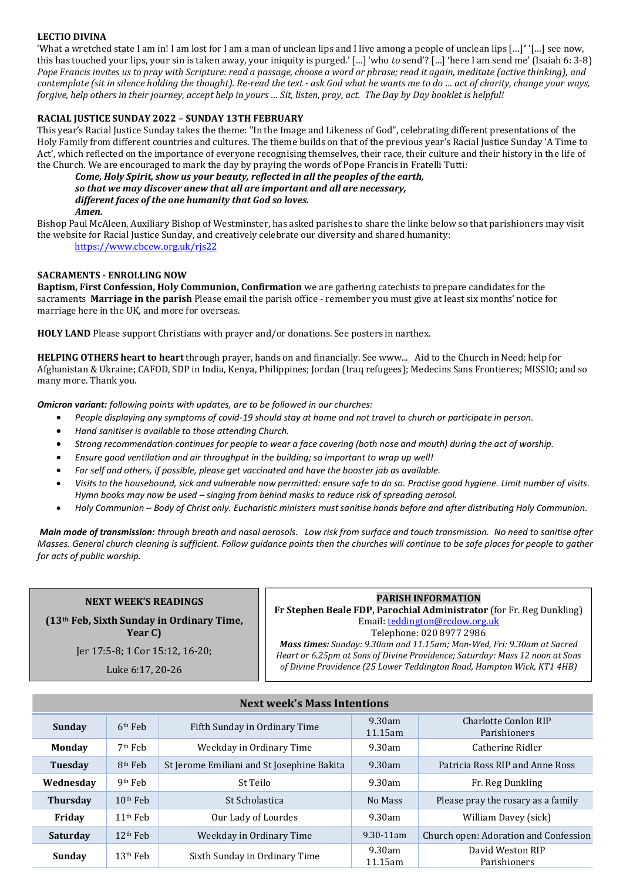**LECTIO DIVINA**

'What a wretched state I am in! I am lost for I am a man of unclean lips and I live among a people of unclean lips […]' '[…] see now, this has touched your lips, your sin is taken away, your iniquity is purged.' […] 'who *to* send'? […] 'here I am send me' (Isaiah 6: 3-8) *Pope Francis invites us to pray with Scripture: read a passage, choose a word or phrase; read it again, meditate (active thinking), and contemplate (sit in silence holding the thought). Re-read the text - ask God what he wants me to do … act of charity, change your ways, forgive, help others in their journey, accept help in yours … Sit, listen, pray, act. The Day by Day booklet is helpful!*

**RACIAL JUSTICE SUNDAY 2022 – SUNDAY 13TH FEBRUARY**

This year's Racial Justice Sunday takes the theme: "In the Image and Likeness of God", celebrating different presentations of the Holy Family from different countries and cultures. The theme builds on that of the previous year's Racial Justice Sunday 'A Time to Act', which reflected on the importance of everyone recognising themselves, their race, their culture and their history in the life of the Church. We are encouraged to mark the day by praying the words of Pope Francis in Fratelli Tutti:

***Come, Holy Spirit, show us your beauty, reflected in all the peoples of the earth,***
***so that we may discover anew that all are important and all are necessary,***
***different faces of the one humanity that God so loves.***
***Amen.***

Bishop Paul McAleen, Auxiliary Bishop of Westminster, has asked parishes to share the linke below so that parishioners may visit the website for Racial Justice Sunday, and creatively celebrate our diversity and shared humanity:

https://www.cbcew.org.uk/rjs22

**SACRAMENTS - ENROLLING NOW**

**Baptism, First Confession, Holy Communion, Confirmation** we are gathering catechists to prepare candidates for the sacraments **Marriage in the parish** Please email the parish office - remember you must give at least six months' notice for marriage here in the UK, and more for overseas.

**HOLY LAND** Please support Christians with prayer and/or donations. See posters in narthex.

**HELPING OTHERS heart to heart** through prayer, hands on and financially. See www... Aid to the Church in Need; help for Afghanistan & Ukraine; CAFOD, SDP in India, Kenya, Philippines; Jordan (Iraq refugees); Medecins Sans Frontieres; MISSIO; and so many more. Thank you.

***Omicron variant:*** *following points with updates, are to be followed in our churches:*

- *People displaying any symptoms of covid-19 should stay at home and not travel to church or participate in person.*
- *Hand sanitiser is available to those attending Church.*
- *Strong recommendation continues for people to wear a face covering (both nose and mouth) during the act of worship.*
- *Ensure good ventilation and air throughput in the building; so important to wrap up well!*
- *For self and others, if possible, please get vaccinated and have the booster jab as available.*
- *Visits to the housebound, sick and vulnerable now permitted: ensure safe to do so. Practise good hygiene. Limit number of visits. Hymn books may now be used – singing from behind masks to reduce risk of spreading aerosol.*
- *Holy Communion – Body of Christ only. Eucharistic ministers must sanitise hands before and after distributing Holy Communion.*

***Main mode of transmission:*** *through breath and nasal aerosols. Low risk from surface and touch transmission. No need to sanitise after Masses. General church cleaning is sufficient. Follow guidance points then the churches will continue to be safe places for people to gather for acts of public worship.*

**NEXT WEEK'S READINGS**

**(13th Feb, Sixth Sunday in Ordinary Time, Year C)**

Jer 17:5-8; 1 Cor 15:12, 16-20;

Luke 6:17, 20-26

**PARISH INFORMATION**

**Fr Stephen Beale FDP, Parochial Administrator** (for Fr. Reg Dunkling)
Email: teddington@rcdow.org.uk
Telephone: 020 8977 2986

***Mass times:*** *Sunday: 9.30am and 11.15am; Mon-Wed, Fri: 9.30am at Sacred Heart or 6.25pm at Sons of Divine Providence; Saturday: Mass 12 noon at Sons of Divine Providence (25 Lower Teddington Road, Hampton Wick, KT1 4HB)*

**Next week's Mass Intentions**

| | | | | |
|---|---|---|---|---|
| **Sunday** | 6th Feb | Fifth Sunday in Ordinary Time | 9.30am<br>11.15am | Charlotte Conlon RIP<br>Parishioners |
| **Monday** | 7th Feb | Weekday in Ordinary Time | 9.30am | Catherine Ridler |
| **Tuesday** | 8th Feb | St Jerome Emiliani and St Josephine Bakita | 9.30am | Patricia Ross RIP and Anne Ross |
| **Wednesday** | 9th Feb | St Teilo | 9.30am | Fr. Reg Dunkling |
| **Thursday** | 10th Feb | St Scholastica | No Mass | Please pray the rosary as a family |
| **Friday** | 11th Feb | Our Lady of Lourdes | 9.30am | William Davey (sick) |
| **Saturday** | 12th Feb | Weekday in Ordinary Time | 9.30-11am | Church open: Adoration and Confession |
| **Sunday** | 13th Feb | Sixth Sunday in Ordinary Time | 9.30am<br>11.15am | David Weston RIP<br>Parishioners |